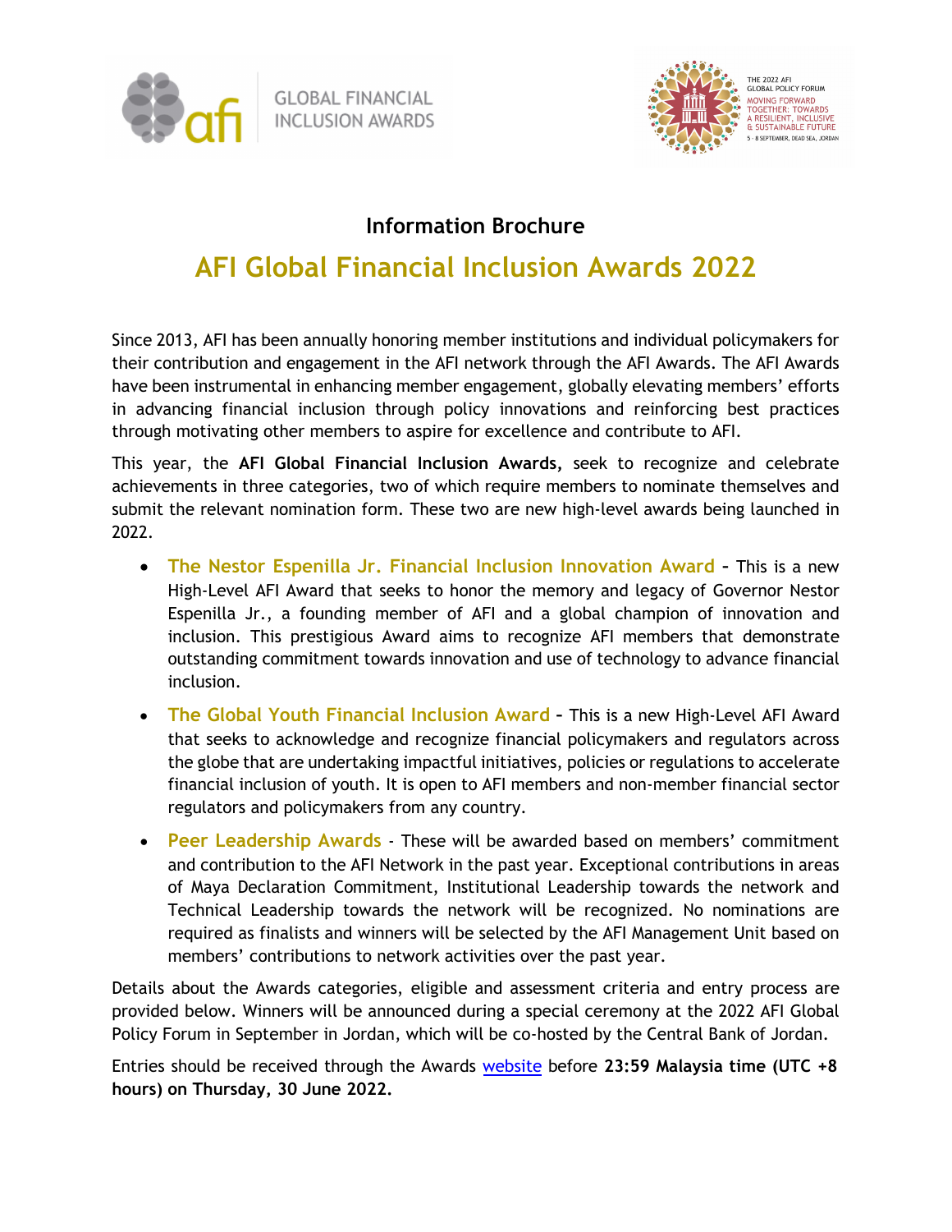# Information Brochure

## AFI Global Financial Inclusion Awards 2022

Since 2013, AFI has been annually honoring member institutions and individual policymakers for their contribution and engagement in the AFI network through the AFI Awards. The AFI Awards have been instrumental in enhancing member engagement, globally elevating members' efforts in advancing financial inclusion through policy innovations and reinforcing best practices through motivating other members to aspire for excellence and contribute to AFI.

This year, the **AFI Global Financial Inclusion Awards,** seek to recognize and celebrate achievements in three categories, two of which require members to nominate themselves and submit the relevant nomination form. These two are new high-level awards being launched in 2022.

- **The Nestor Espenilla Jr. Financial Inclusion Innovation Award** – This is a new High-Level AFI Award that seeks to honor the memory and legacy of Governor Nestor Espenilla Jr., a founding member of AFI and a global champion of innovation and inclusion. This prestigious Award aims to recognize AFI members that demonstrate outstanding commitment towards innovation and use of technology to advance financial inclusion.
- **The Global Youth Financial Inclusion Award** – This is a new High-Level AFI Award that seeks to acknowledge and recognize financial policymakers and regulators across the globe that are undertaking impactful initiatives, policies or regulations to accelerate financial inclusion of youth. It is open to AFI members and non-member financial sector regulators and policymakers from any country.
- **Peer Leadership Awards** - These will be awarded based on members' commitment and contribution to the AFI Network in the past year. Exceptional contributions in areas of Maya Declaration Commitment, Institutional Leadership towards the network and Technical Leadership towards the network will be recognized. No nominations are required as finalists and winners will be selected by the AFI Management Unit based on members' contributions to network activities over the past year.

Details about the Awards categories, eligible and assessment criteria and entry process are provided below. Winners will be announced during a special ceremony at the 2022 AFI Global Policy Forum in September in Jordan, which will be co-hosted by the Central Bank of Jordan.

Entries should be received through the Awards website before **23:59 Malaysia time (UTC +8 hours) on Thursday, 30 June 2022.**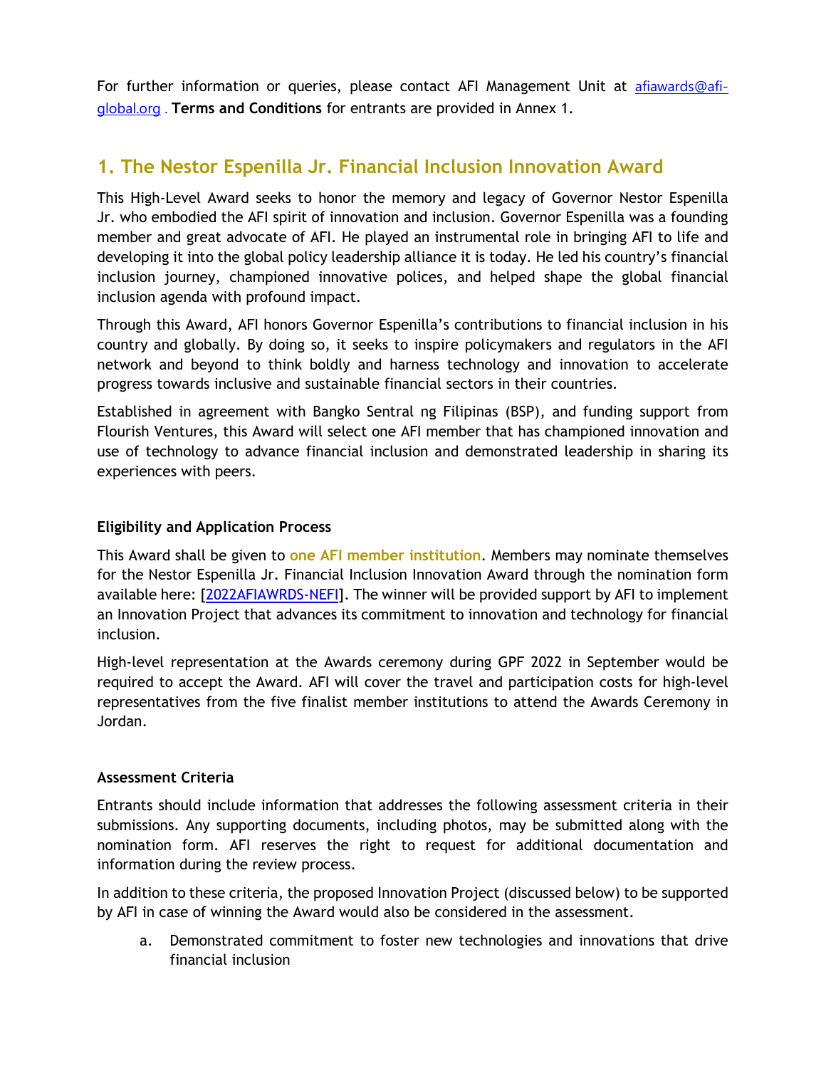For further information or queries, please contact AFI Management Unit at [afiawards@afi-global.org](mailto:afiawards@afi-global.org) . **Terms and Conditions** for entrants are provided in Annex 1.

## 1. The Nestor Espenilla Jr. Financial Inclusion Innovation Award

This High-Level Award seeks to honor the memory and legacy of Governor Nestor Espenilla Jr. who embodied the AFI spirit of innovation and inclusion. Governor Espenilla was a founding member and great advocate of AFI. He played an instrumental role in bringing AFI to life and developing it into the global policy leadership alliance it is today. He led his country's financial inclusion journey, championed innovative polices, and helped shape the global financial inclusion agenda with profound impact.

Through this Award, AFI honors Governor Espenilla's contributions to financial inclusion in his country and globally. By doing so, it seeks to inspire policymakers and regulators in the AFI network and beyond to think boldly and harness technology and innovation to accelerate progress towards inclusive and sustainable financial sectors in their countries.

Established in agreement with Bangko Sentral ng Filipinas (BSP), and funding support from Flourish Ventures, this Award will select one AFI member that has championed innovation and use of technology to advance financial inclusion and demonstrated leadership in sharing its experiences with peers.

**Eligibility and Application Process**

This Award shall be given to **one AFI member institution**. Members may nominate themselves for the Nestor Espenilla Jr. Financial Inclusion Innovation Award through the nomination form available here: [2022AFIAWRDS-NEFI]. The winner will be provided support by AFI to implement an Innovation Project that advances its commitment to innovation and technology for financial inclusion.

High-level representation at the Awards ceremony during GPF 2022 in September would be required to accept the Award. AFI will cover the travel and participation costs for high-level representatives from the five finalist member institutions to attend the Awards Ceremony in Jordan.

**Assessment Criteria**

Entrants should include information that addresses the following assessment criteria in their submissions. Any supporting documents, including photos, may be submitted along with the nomination form. AFI reserves the right to request for additional documentation and information during the review process.

In addition to these criteria, the proposed Innovation Project (discussed below) to be supported by AFI in case of winning the Award would also be considered in the assessment.

a. Demonstrated commitment to foster new technologies and innovations that drive financial inclusion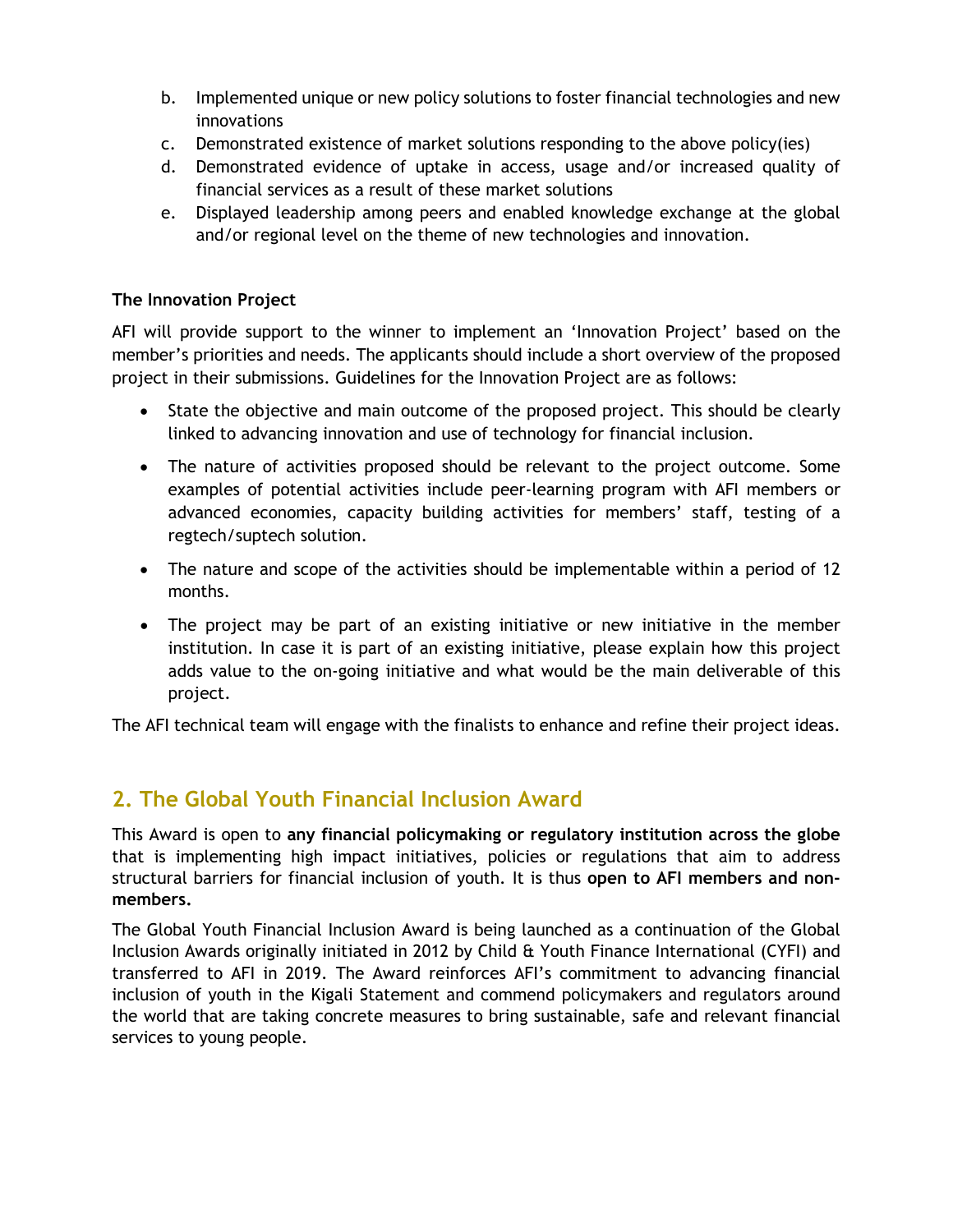b. Implemented unique or new policy solutions to foster financial technologies and new innovations
c. Demonstrated existence of market solutions responding to the above policy(ies)
d. Demonstrated evidence of uptake in access, usage and/or increased quality of financial services as a result of these market solutions
e. Displayed leadership among peers and enabled knowledge exchange at the global and/or regional level on the theme of new technologies and innovation.

**The Innovation Project**

AFI will provide support to the winner to implement an 'Innovation Project' based on the member's priorities and needs. The applicants should include a short overview of the proposed project in their submissions. Guidelines for the Innovation Project are as follows:

- State the objective and main outcome of the proposed project. This should be clearly linked to advancing innovation and use of technology for financial inclusion.
- The nature of activities proposed should be relevant to the project outcome. Some examples of potential activities include peer-learning program with AFI members or advanced economies, capacity building activities for members' staff, testing of a regtech/suptech solution.
- The nature and scope of the activities should be implementable within a period of 12 months.
- The project may be part of an existing initiative or new initiative in the member institution. In case it is part of an existing initiative, please explain how this project adds value to the on-going initiative and what would be the main deliverable of this project.

The AFI technical team will engage with the finalists to enhance and refine their project ideas.

## 2. The Global Youth Financial Inclusion Award

This Award is open to **any financial policymaking or regulatory institution across the globe** that is implementing high impact initiatives, policies or regulations that aim to address structural barriers for financial inclusion of youth. It is thus **open to AFI members and non-members.**

The Global Youth Financial Inclusion Award is being launched as a continuation of the Global Inclusion Awards originally initiated in 2012 by Child & Youth Finance International (CYFI) and transferred to AFI in 2019. The Award reinforces AFI's commitment to advancing financial inclusion of youth in the Kigali Statement and commend policymakers and regulators around the world that are taking concrete measures to bring sustainable, safe and relevant financial services to young people.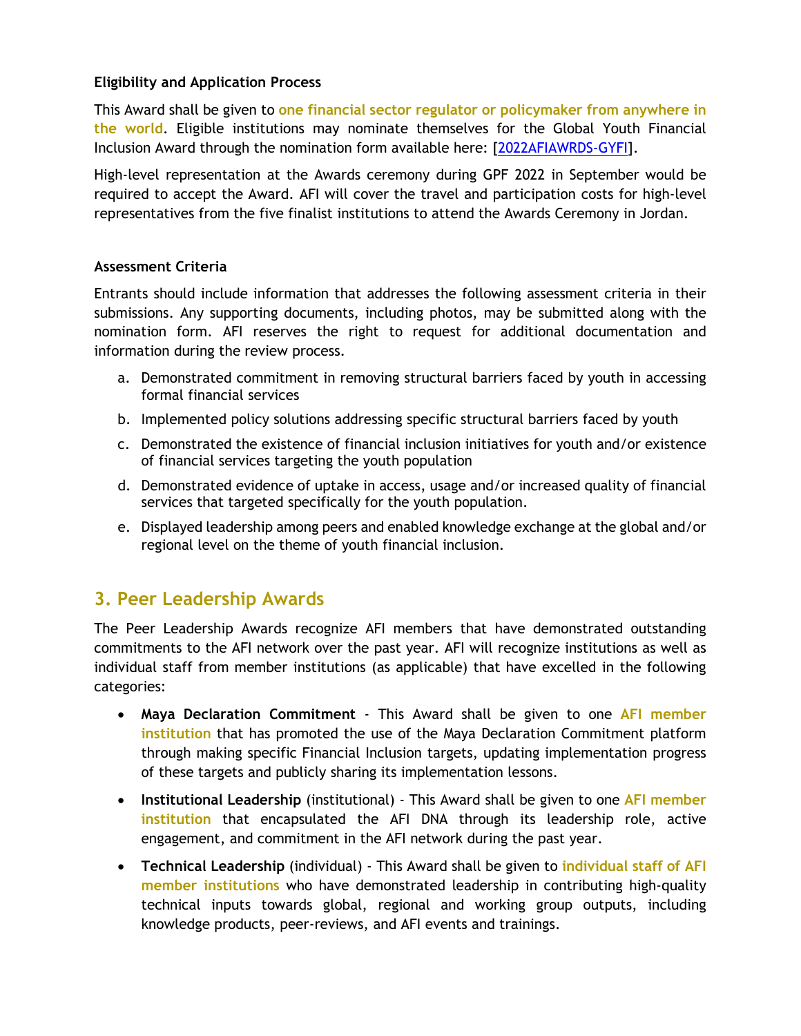**Eligibility and Application Process**

This Award shall be given to **one financial sector regulator or policymaker from anywhere in the world**. Eligible institutions may nominate themselves for the Global Youth Financial Inclusion Award through the nomination form available here: [2022AFIAWRDS-GYFI].

High-level representation at the Awards ceremony during GPF 2022 in September would be required to accept the Award. AFI will cover the travel and participation costs for high-level representatives from the five finalist institutions to attend the Awards Ceremony in Jordan.

**Assessment Criteria**

Entrants should include information that addresses the following assessment criteria in their submissions. Any supporting documents, including photos, may be submitted along with the nomination form. AFI reserves the right to request for additional documentation and information during the review process.

a. Demonstrated commitment in removing structural barriers faced by youth in accessing formal financial services
b. Implemented policy solutions addressing specific structural barriers faced by youth
c. Demonstrated the existence of financial inclusion initiatives for youth and/or existence of financial services targeting the youth population
d. Demonstrated evidence of uptake in access, usage and/or increased quality of financial services that targeted specifically for the youth population.
e. Displayed leadership among peers and enabled knowledge exchange at the global and/or regional level on the theme of youth financial inclusion.

## 3. Peer Leadership Awards

The Peer Leadership Awards recognize AFI members that have demonstrated outstanding commitments to the AFI network over the past year. AFI will recognize institutions as well as individual staff from member institutions (as applicable) that have excelled in the following categories:

- **Maya Declaration Commitment** - This Award shall be given to one **AFI member institution** that has promoted the use of the Maya Declaration Commitment platform through making specific Financial Inclusion targets, updating implementation progress of these targets and publicly sharing its implementation lessons.
- **Institutional Leadership** (institutional) - This Award shall be given to one **AFI member institution** that encapsulated the AFI DNA through its leadership role, active engagement, and commitment in the AFI network during the past year.
- **Technical Leadership** (individual) - This Award shall be given to **individual staff of AFI member institutions** who have demonstrated leadership in contributing high-quality technical inputs towards global, regional and working group outputs, including knowledge products, peer-reviews, and AFI events and trainings.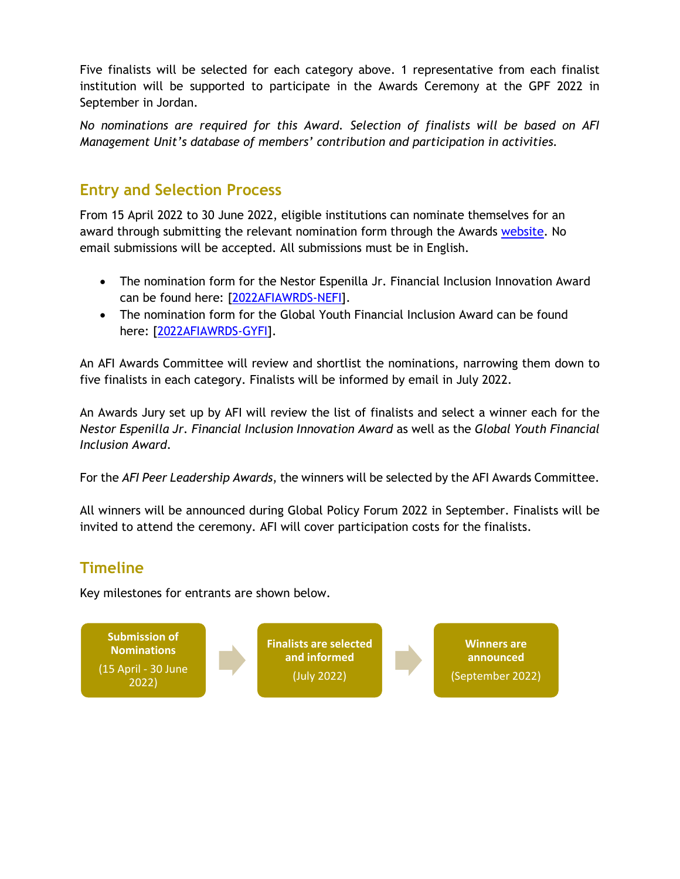Five finalists will be selected for each category above. 1 representative from each finalist institution will be supported to participate in the Awards Ceremony at the GPF 2022 in September in Jordan.

*No nominations are required for this Award. Selection of finalists will be based on AFI Management Unit's database of members' contribution and participation in activities.*

## Entry and Selection Process

From 15 April 2022 to 30 June 2022, eligible institutions can nominate themselves for an award through submitting the relevant nomination form through the Awards website. No email submissions will be accepted. All submissions must be in English.

- The nomination form for the Nestor Espenilla Jr. Financial Inclusion Innovation Award can be found here: [2022AFIAWRDS-NEFI].
- The nomination form for the Global Youth Financial Inclusion Award can be found here: [2022AFIAWRDS-GYFI].

An AFI Awards Committee will review and shortlist the nominations, narrowing them down to five finalists in each category. Finalists will be informed by email in July 2022.

An Awards Jury set up by AFI will review the list of finalists and select a winner each for the *Nestor Espenilla Jr. Financial Inclusion Innovation Award* as well as the *Global Youth Financial Inclusion Award*.

For the *AFI Peer Leadership Awards*, the winners will be selected by the AFI Awards Committee.

All winners will be announced during Global Policy Forum 2022 in September. Finalists will be invited to attend the ceremony. AFI will cover participation costs for the finalists.

## Timeline

Key milestones for entrants are shown below.

**Submission of Nominations** (15 April - 30 June 2022) → **Finalists are selected and informed** (July 2022) → **Winners are announced** (September 2022)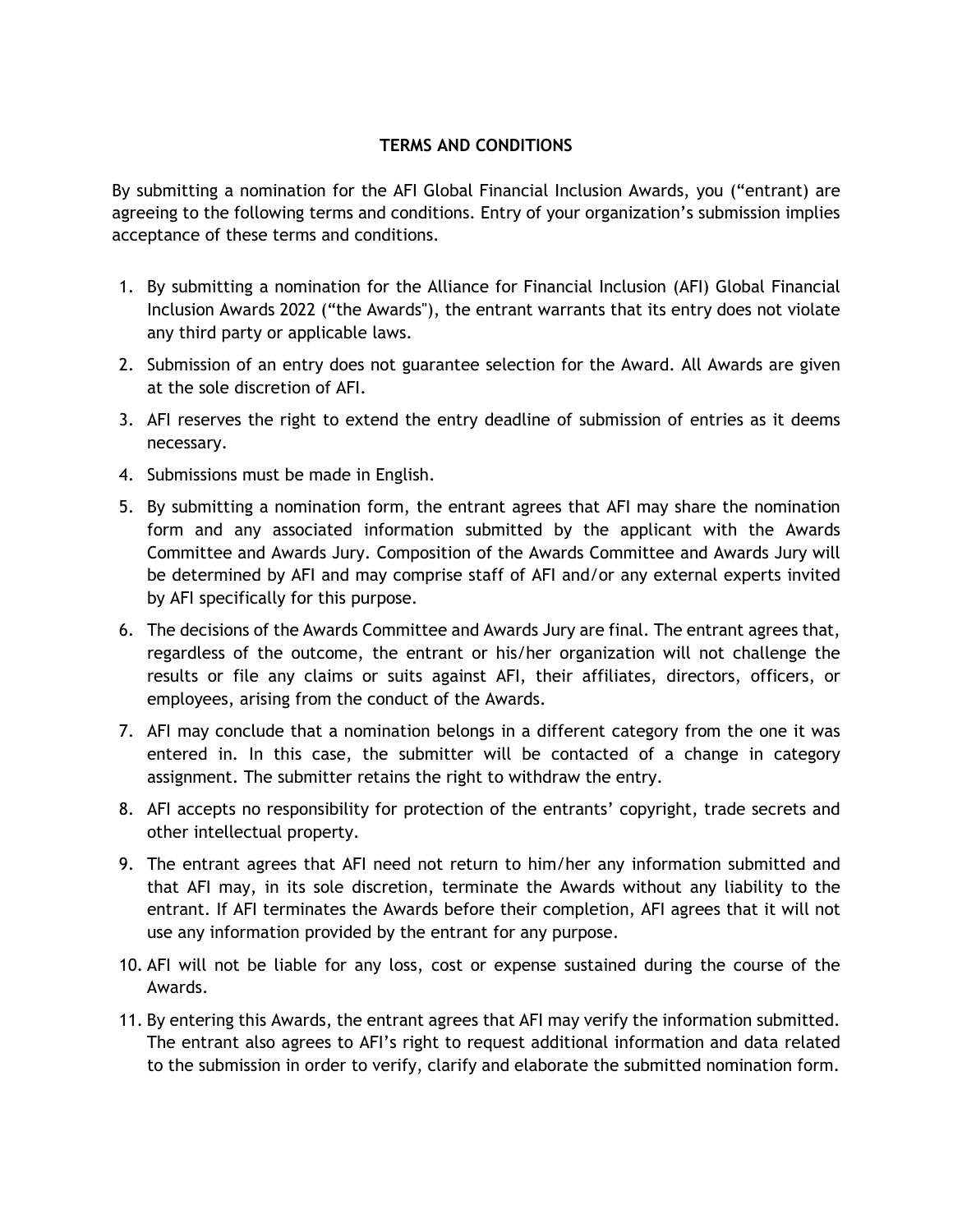## TERMS AND CONDITIONS

By submitting a nomination for the AFI Global Financial Inclusion Awards, you ("entrant) are agreeing to the following terms and conditions. Entry of your organization's submission implies acceptance of these terms and conditions.

1. By submitting a nomination for the Alliance for Financial Inclusion (AFI) Global Financial Inclusion Awards 2022 ("the Awards"), the entrant warrants that its entry does not violate any third party or applicable laws.
2. Submission of an entry does not guarantee selection for the Award. All Awards are given at the sole discretion of AFI.
3. AFI reserves the right to extend the entry deadline of submission of entries as it deems necessary.
4. Submissions must be made in English.
5. By submitting a nomination form, the entrant agrees that AFI may share the nomination form and any associated information submitted by the applicant with the Awards Committee and Awards Jury. Composition of the Awards Committee and Awards Jury will be determined by AFI and may comprise staff of AFI and/or any external experts invited by AFI specifically for this purpose.
6. The decisions of the Awards Committee and Awards Jury are final. The entrant agrees that, regardless of the outcome, the entrant or his/her organization will not challenge the results or file any claims or suits against AFI, their affiliates, directors, officers, or employees, arising from the conduct of the Awards.
7. AFI may conclude that a nomination belongs in a different category from the one it was entered in. In this case, the submitter will be contacted of a change in category assignment. The submitter retains the right to withdraw the entry.
8. AFI accepts no responsibility for protection of the entrants' copyright, trade secrets and other intellectual property.
9. The entrant agrees that AFI need not return to him/her any information submitted and that AFI may, in its sole discretion, terminate the Awards without any liability to the entrant. If AFI terminates the Awards before their completion, AFI agrees that it will not use any information provided by the entrant for any purpose.
10. AFI will not be liable for any loss, cost or expense sustained during the course of the Awards.
11. By entering this Awards, the entrant agrees that AFI may verify the information submitted. The entrant also agrees to AFI's right to request additional information and data related to the submission in order to verify, clarify and elaborate the submitted nomination form.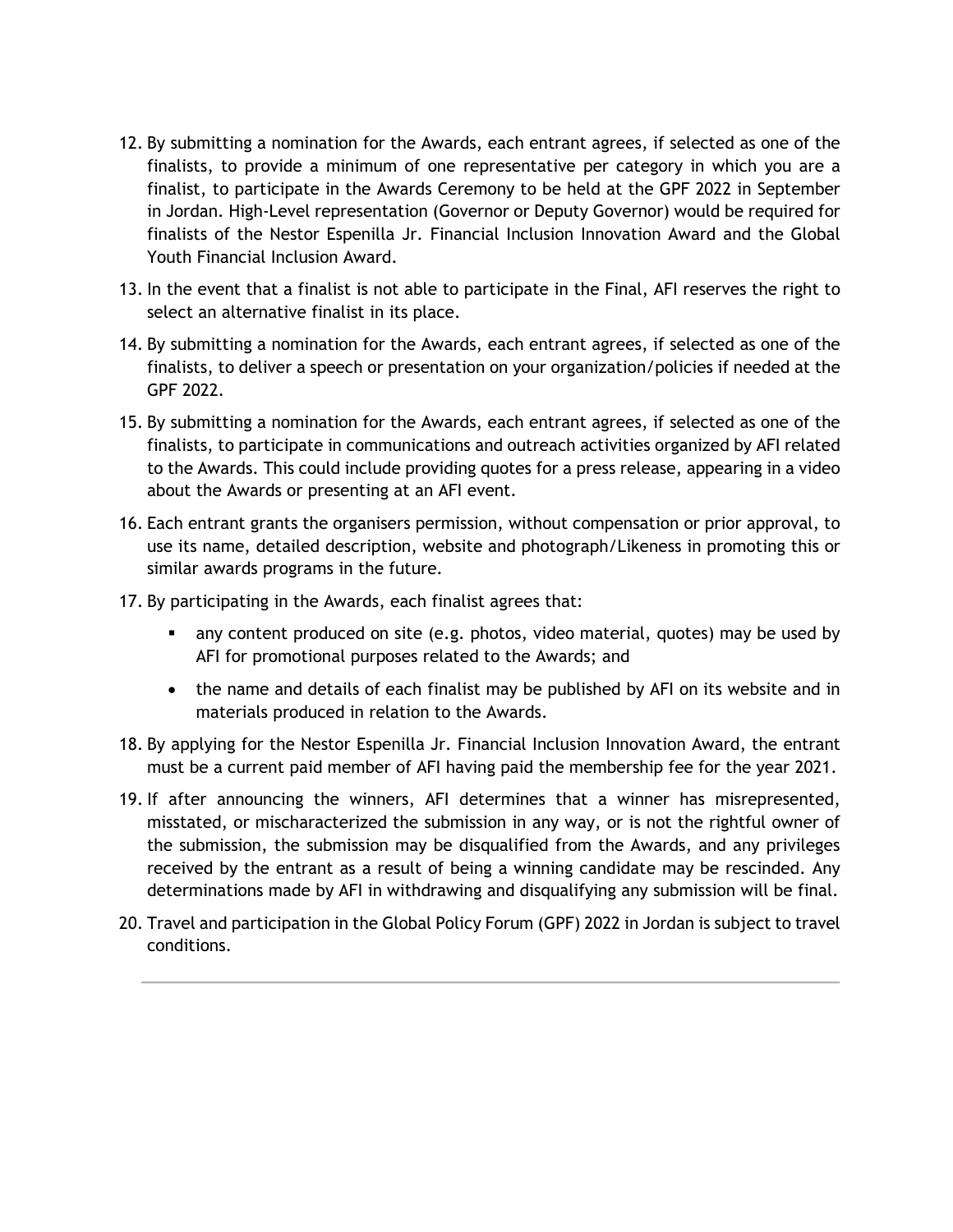12. By submitting a nomination for the Awards, each entrant agrees, if selected as one of the finalists, to provide a minimum of one representative per category in which you are a finalist, to participate in the Awards Ceremony to be held at the GPF 2022 in September in Jordan. High-Level representation (Governor or Deputy Governor) would be required for finalists of the Nestor Espenilla Jr. Financial Inclusion Innovation Award and the Global Youth Financial Inclusion Award.
13. In the event that a finalist is not able to participate in the Final, AFI reserves the right to select an alternative finalist in its place.
14. By submitting a nomination for the Awards, each entrant agrees, if selected as one of the finalists, to deliver a speech or presentation on your organization/policies if needed at the GPF 2022.
15. By submitting a nomination for the Awards, each entrant agrees, if selected as one of the finalists, to participate in communications and outreach activities organized by AFI related to the Awards. This could include providing quotes for a press release, appearing in a video about the Awards or presenting at an AFI event.
16. Each entrant grants the organisers permission, without compensation or prior approval, to use its name, detailed description, website and photograph/Likeness in promoting this or similar awards programs in the future.
17. By participating in the Awards, each finalist agrees that:
    - any content produced on site (e.g. photos, video material, quotes) may be used by AFI for promotional purposes related to the Awards; and
    - the name and details of each finalist may be published by AFI on its website and in materials produced in relation to the Awards.
18. By applying for the Nestor Espenilla Jr. Financial Inclusion Innovation Award, the entrant must be a current paid member of AFI having paid the membership fee for the year 2021.
19. If after announcing the winners, AFI determines that a winner has misrepresented, misstated, or mischaracterized the submission in any way, or is not the rightful owner of the submission, the submission may be disqualified from the Awards, and any privileges received by the entrant as a result of being a winning candidate may be rescinded. Any determinations made by AFI in withdrawing and disqualifying any submission will be final.
20. Travel and participation in the Global Policy Forum (GPF) 2022 in Jordan is subject to travel conditions.